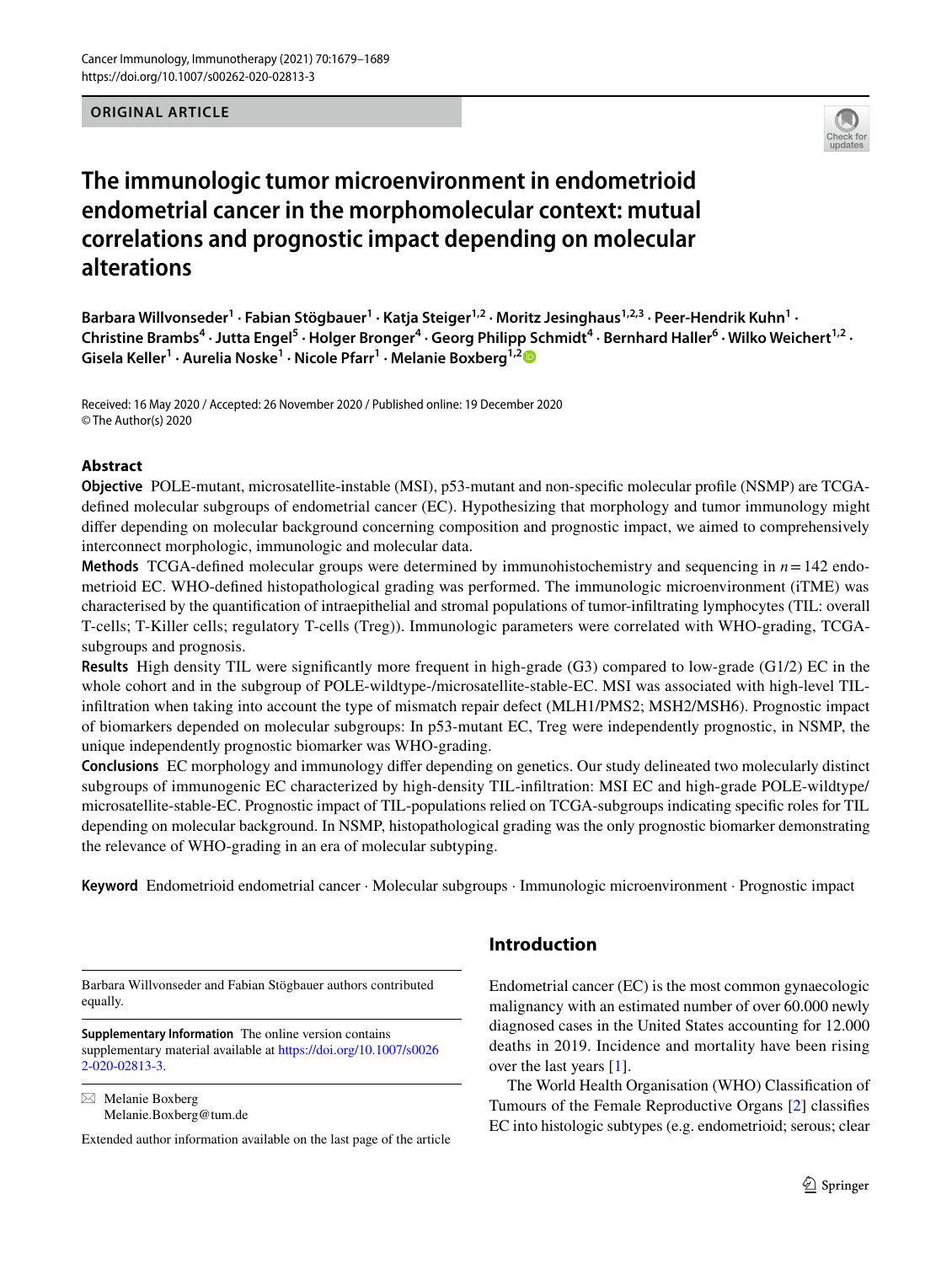ORIGINAL ARTICLE

# The immunologic tumor microenvironment in endometrioid endometrial cancer in the morphomolecular context: mutual correlations and prognostic impact depending on molecular alterations

Barbara Willvonseder[1] · Fabian Stögbauer[1] · Katja Steiger[1,2] · Moritz Jesinghaus[1,2,3] · Peer-Hendrik Kuhn[1] · Christine Brambs[4] · Jutta Engel[5] · Holger Bronger[4] · Georg Philipp Schmidt[4] · Bernhard Haller[6] · Wilko Weichert[1,2] · Gisela Keller[1] · Aurelia Noske[1] · Nicole Pfarr[1] · Melanie Boxberg[1,2]

Received: 16 May 2020 / Accepted: 26 November 2020 / Published online: 19 December 2020
© The Author(s) 2020

## Abstract

**Objective** POLE-mutant, microsatellite-instable (MSI), p53-mutant and non-specific molecular profile (NSMP) are TCGA-defined molecular subgroups of endometrial cancer (EC). Hypothesizing that morphology and tumor immunology might differ depending on molecular background concerning composition and prognostic impact, we aimed to comprehensively interconnect morphologic, immunologic and molecular data.

**Methods** TCGA-defined molecular groups were determined by immunohistochemistry and sequencing in $n=142$ endometrioid EC. WHO-defined histopathological grading was performed. The immunologic microenvironment (iTME) was characterised by the quantification of intraepithelial and stromal populations of tumor-infiltrating lymphocytes (TIL: overall T-cells; T-Killer cells; regulatory T-cells (Treg)). Immunologic parameters were correlated with WHO-grading, TCGA-subgroups and prognosis.

**Results** High density TIL were significantly more frequent in high-grade (G3) compared to low-grade (G1/2) EC in the whole cohort and in the subgroup of POLE-wildtype-/microsatellite-stable-EC. MSI was associated with high-level TIL-infiltration when taking into account the type of mismatch repair defect (MLH1/PMS2; MSH2/MSH6). Prognostic impact of biomarkers depended on molecular subgroups: In p53-mutant EC, Treg were independently prognostic, in NSMP, the unique independently prognostic biomarker was WHO-grading.

**Conclusions** EC morphology and immunology differ depending on genetics. Our study delineated two molecularly distinct subgroups of immunogenic EC characterized by high-density TIL-infiltration: MSI EC and high-grade POLE-wildtype/microsatellite-stable-EC. Prognostic impact of TIL-populations relied on TCGA-subgroups indicating specific roles for TIL depending on molecular background. In NSMP, histopathological grading was the only prognostic biomarker demonstrating the relevance of WHO-grading in an era of molecular subtyping.

**Keyword** Endometrioid endometrial cancer · Molecular subgroups · Immunologic microenvironment · Prognostic impact

Barbara Willvonseder and Fabian Stögbauer authors contributed equally.

**Supplementary Information** The online version contains supplementary material available at https://doi.org/10.1007/s00262-020-02813-3.

✉ Melanie Boxberg
Melanie.Boxberg@tum.de

Extended author information available on the last page of the article

## Introduction

Endometrial cancer (EC) is the most common gynaecologic malignancy with an estimated number of over 60.000 newly diagnosed cases in the United States accounting for 12.000 deaths in 2019. Incidence and mortality have been rising over the last years [1].

The World Health Organisation (WHO) Classification of Tumours of the Female Reproductive Organs [2] classifies EC into histologic subtypes (e.g. endometrioid; serous; clear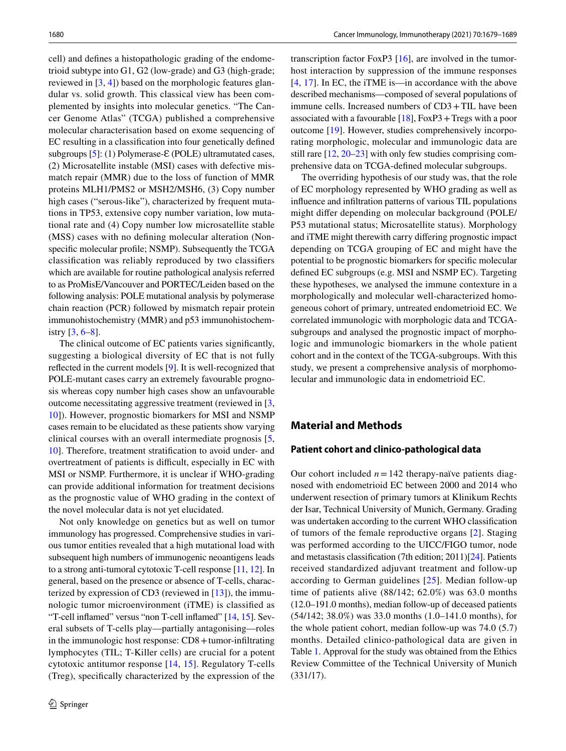cell) and defines a histopathologic grading of the endometrioid subtype into G1, G2 (low-grade) and G3 (high-grade; reviewed in [3, 4]) based on the morphologic features glandular vs. solid growth. This classical view has been complemented by insights into molecular genetics. "The Cancer Genome Atlas" (TCGA) published a comprehensive molecular characterisation based on exome sequencing of EC resulting in a classification into four genetically defined subgroups [5]: (1) Polymerase-Ɛ (POLE) ultramutated cases, (2) Microsatellite instable (MSI) cases with defective mismatch repair (MMR) due to the loss of function of MMR proteins MLH1/PMS2 or MSH2/MSH6, (3) Copy number high cases ("serous-like"), characterized by frequent mutations in TP53, extensive copy number variation, low mutational rate and (4) Copy number low microsatellite stable (MSS) cases with no defining molecular alteration (Non-specific molecular profile; NSMP). Subsequently the TCGA classification was reliably reproduced by two classifiers which are available for routine pathological analysis referred to as ProMisE/Vancouver and PORTEC/Leiden based on the following analysis: POLE mutational analysis by polymerase chain reaction (PCR) followed by mismatch repair protein immunohistochemistry (MMR) and p53 immunohistochemistry [3, 6–8].

The clinical outcome of EC patients varies significantly, suggesting a biological diversity of EC that is not fully reflected in the current models [9]. It is well-recognized that POLE-mutant cases carry an extremely favourable prognosis whereas copy number high cases show an unfavourable outcome necessitating aggressive treatment (reviewed in [3, 10]). However, prognostic biomarkers for MSI and NSMP cases remain to be elucidated as these patients show varying clinical courses with an overall intermediate prognosis [5, 10]. Therefore, treatment stratification to avoid under- and overtreatment of patients is difficult, especially in EC with MSI or NSMP. Furthermore, it is unclear if WHO-grading can provide additional information for treatment decisions as the prognostic value of WHO grading in the context of the novel molecular data is not yet elucidated.

Not only knowledge on genetics but as well on tumor immunology has progressed. Comprehensive studies in various tumor entities revealed that a high mutational load with subsequent high numbers of immunogenic neoantigens leads to a strong anti-tumoral cytotoxic T-cell response [11, 12]. In general, based on the presence or absence of T-cells, characterized by expression of CD3 (reviewed in [13]), the immunologic tumor microenvironment (iTME) is classified as "T-cell inflamed" versus "non T-cell inflamed" [14, 15]. Several subsets of T-cells play—partially antagonising—roles in the immunologic host response: CD8 + tumor-infiltrating lymphocytes (TIL; T-Killer cells) are crucial for a potent cytotoxic antitumor response [14, 15]. Regulatory T-cells (Treg), specifically characterized by the expression of the transcription factor FoxP3 [16], are involved in the tumor-host interaction by suppression of the immune responses [4, 17]. In EC, the iTME is—in accordance with the above described mechanisms—composed of several populations of immune cells. Increased numbers of CD3 + TIL have been associated with a favourable [18], FoxP3 + Tregs with a poor outcome [19]. However, studies comprehensively incorporating morphologic, molecular and immunologic data are still rare [12, 20–23] with only few studies comprising comprehensive data on TCGA-defined molecular subgroups.

The overriding hypothesis of our study was, that the role of EC morphology represented by WHO grading as well as influence and infiltration patterns of various TIL populations might differ depending on molecular background (POLE/P53 mutational status; Microsatellite status). Morphology and iTME might therewith carry differing prognostic impact depending on TCGA grouping of EC and might have the potential to be prognostic biomarkers for specific molecular defined EC subgroups (e.g. MSI and NSMP EC). Targeting these hypotheses, we analysed the immune contexture in a morphologically and molecular well-characterized homogeneous cohort of primary, untreated endometrioid EC. We correlated immunologic with morphologic data and TCGA-subgroups and analysed the prognostic impact of morphologic and immunologic biomarkers in the whole patient cohort and in the context of the TCGA-subgroups. With this study, we present a comprehensive analysis of morphomolecular and immunologic data in endometrioid EC.

## Material and Methods

### Patient cohort and clinico-pathological data

Our cohort included $n = 142$ therapy-naïve patients diagnosed with endometrioid EC between 2000 and 2014 who underwent resection of primary tumors at Klinikum Rechts der Isar, Technical University of Munich, Germany. Grading was undertaken according to the current WHO classification of tumors of the female reproductive organs [2]. Staging was performed according to the UICC/FIGO tumor, node and metastasis classification (7th edition; 2011)[24]. Patients received standardized adjuvant treatment and follow-up according to German guidelines [25]. Median follow-up time of patients alive (88/142; 62.0%) was 63.0 months (12.0–191.0 months), median follow-up of deceased patients (54/142; 38.0%) was 33.0 months (1.0–141.0 months), for the whole patient cohort, median follow-up was 74.0 (5.7) months. Detailed clinico-pathological data are given in Table 1. Approval for the study was obtained from the Ethics Review Committee of the Technical University of Munich (331/17).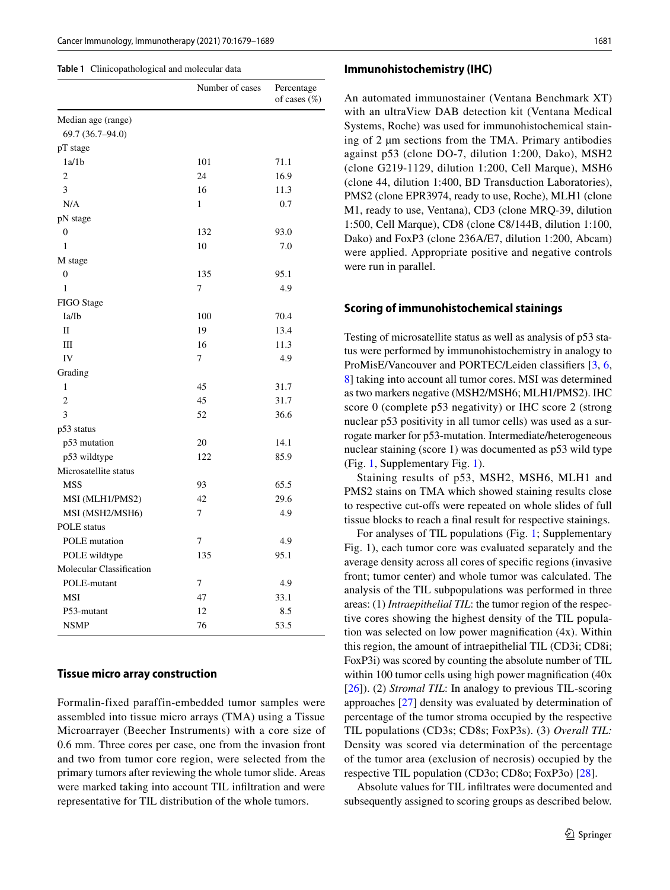**Table 1** Clinicopathological and molecular data

| | Number of cases | Percentage of cases (%) |
|---|---|---|
| Median age (range) | | |
| 69.7 (36.7–94.0) | | |
| pT stage | | |
| 1a/1b | 101 | 71.1 |
| 2 | 24 | 16.9 |
| 3 | 16 | 11.3 |
| N/A | 1 | 0.7 |
| pN stage | | |
| 0 | 132 | 93.0 |
| 1 | 10 | 7.0 |
| M stage | | |
| 0 | 135 | 95.1 |
| 1 | 7 | 4.9 |
| FIGO Stage | | |
| Ia/Ib | 100 | 70.4 |
| II | 19 | 13.4 |
| III | 16 | 11.3 |
| IV | 7 | 4.9 |
| Grading | | |
| 1 | 45 | 31.7 |
| 2 | 45 | 31.7 |
| 3 | 52 | 36.6 |
| p53 status | | |
| p53 mutation | 20 | 14.1 |
| p53 wildtype | 122 | 85.9 |
| Microsatellite status | | |
| MSS | 93 | 65.5 |
| MSI (MLH1/PMS2) | 42 | 29.6 |
| MSI (MSH2/MSH6) | 7 | 4.9 |
| POLE status | | |
| POLE mutation | 7 | 4.9 |
| POLE wildtype | 135 | 95.1 |
| Molecular Classification | | |
| POLE-mutant | 7 | 4.9 |
| MSI | 47 | 33.1 |
| P53-mutant | 12 | 8.5 |
| NSMP | 76 | 53.5 |

### Tissue micro array construction

Formalin-fixed paraffin-embedded tumor samples were assembled into tissue micro arrays (TMA) using a Tissue Microarrayer (Beecher Instruments) with a core size of 0.6 mm. Three cores per case, one from the invasion front and two from tumor core region, were selected from the primary tumors after reviewing the whole tumor slide. Areas were marked taking into account TIL infiltration and were representative for TIL distribution of the whole tumors.

### Immunohistochemistry (IHC)

An automated immunostainer (Ventana Benchmark XT) with an ultraView DAB detection kit (Ventana Medical Systems, Roche) was used for immunohistochemical staining of 2 µm sections from the TMA. Primary antibodies against p53 (clone DO-7, dilution 1:200, Dako), MSH2 (clone G219-1129, dilution 1:200, Cell Marque), MSH6 (clone 44, dilution 1:400, BD Transduction Laboratories), PMS2 (clone EPR3974, ready to use, Roche), MLH1 (clone M1, ready to use, Ventana), CD3 (clone MRQ-39, dilution 1:500, Cell Marque), CD8 (clone C8/144B, dilution 1:100, Dako) and FoxP3 (clone 236A/E7, dilution 1:200, Abcam) were applied. Appropriate positive and negative controls were run in parallel.

### Scoring of immunohistochemical stainings

Testing of microsatellite status as well as analysis of p53 status were performed by immunohistochemistry in analogy to ProMisE/Vancouver and PORTEC/Leiden classifiers [3, 6, 8] taking into account all tumor cores. MSI was determined as two markers negative (MSH2/MSH6; MLH1/PMS2). IHC score 0 (complete p53 negativity) or IHC score 2 (strong nuclear p53 positivity in all tumor cells) was used as a surrogate marker for p53-mutation. Intermediate/heterogeneous nuclear staining (score 1) was documented as p53 wild type (Fig. 1, Supplementary Fig. 1).

Staining results of p53, MSH2, MSH6, MLH1 and PMS2 stains on TMA which showed staining results close to respective cut-offs were repeated on whole slides of full tissue blocks to reach a final result for respective stainings.

For analyses of TIL populations (Fig. 1; Supplementary Fig. 1), each tumor core was evaluated separately and the average density across all cores of specific regions (invasive front; tumor center) and whole tumor was calculated. The analysis of the TIL subpopulations was performed in three areas: (1) *Intraepithelial TIL*: the tumor region of the respective cores showing the highest density of the TIL population was selected on low power magnification (4x). Within this region, the amount of intraepithelial TIL (CD3i; CD8i; FoxP3i) was scored by counting the absolute number of TIL within 100 tumor cells using high power magnification (40x [26]). (2) *Stromal TIL*: In analogy to previous TIL-scoring approaches [27] density was evaluated by determination of percentage of the tumor stroma occupied by the respective TIL populations (CD3s; CD8s; FoxP3s). (3) *Overall TIL:* Density was scored via determination of the percentage of the tumor area (exclusion of necrosis) occupied by the respective TIL population (CD3o; CD8o; FoxP3o) [28].

Absolute values for TIL infiltrates were documented and subsequently assigned to scoring groups as described below.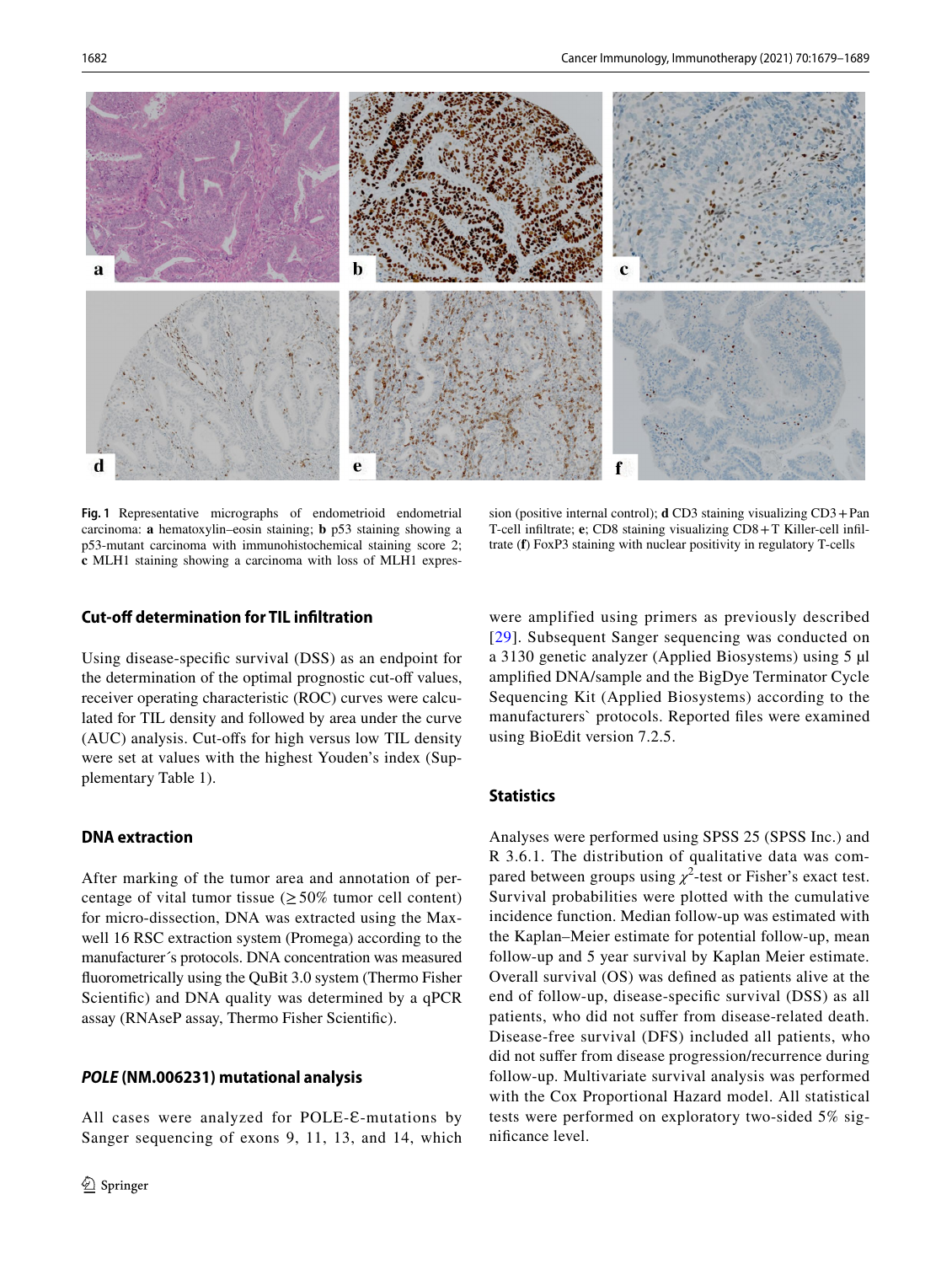**Fig. 1** Representative micrographs of endometrioid endometrial carcinoma: **a** hematoxylin–eosin staining; **b** p53 staining showing a p53-mutant carcinoma with immunohistochemical staining score 2; **c** MLH1 staining showing a carcinoma with loss of MLH1 expression (positive internal control); **d** CD3 staining visualizing CD3+Pan T-cell infiltrate; **e**; CD8 staining visualizing CD8+T Killer-cell infiltrate (**f**) FoxP3 staining with nuclear positivity in regulatory T-cells

### Cut-off determination for TIL infiltration

Using disease-specific survival (DSS) as an endpoint for the determination of the optimal prognostic cut-off values, receiver operating characteristic (ROC) curves were calculated for TIL density and followed by area under the curve (AUC) analysis. Cut-offs for high versus low TIL density were set at values with the highest Youden's index (Supplementary Table 1).

### DNA extraction

After marking of the tumor area and annotation of percentage of vital tumor tissue (≥50% tumor cell content) for micro-dissection, DNA was extracted using the Maxwell 16 RSC extraction system (Promega) according to the manufacturer´s protocols. DNA concentration was measured fluorometrically using the QuBit 3.0 system (Thermo Fisher Scientific) and DNA quality was determined by a qPCR assay (RNAseP assay, Thermo Fisher Scientific).

### *POLE* (NM.006231) mutational analysis

All cases were analyzed for POLE-Ɛ-mutations by Sanger sequencing of exons 9, 11, 13, and 14, which were amplified using primers as previously described [29]. Subsequent Sanger sequencing was conducted on a 3130 genetic analyzer (Applied Biosystems) using 5 µl amplified DNA/sample and the BigDye Terminator Cycle Sequencing Kit (Applied Biosystems) according to the manufacturers` protocols. Reported files were examined using BioEdit version 7.2.5.

### Statistics

Analyses were performed using SPSS 25 (SPSS Inc.) and R 3.6.1. The distribution of qualitative data was compared between groups using $\chi^2$-test or Fisher's exact test. Survival probabilities were plotted with the cumulative incidence function. Median follow-up was estimated with the Kaplan–Meier estimate for potential follow-up, mean follow-up and 5 year survival by Kaplan Meier estimate. Overall survival (OS) was defined as patients alive at the end of follow-up, disease-specific survival (DSS) as all patients, who did not suffer from disease-related death. Disease-free survival (DFS) included all patients, who did not suffer from disease progression/recurrence during follow-up. Multivariate survival analysis was performed with the Cox Proportional Hazard model. All statistical tests were performed on exploratory two-sided 5% significance level.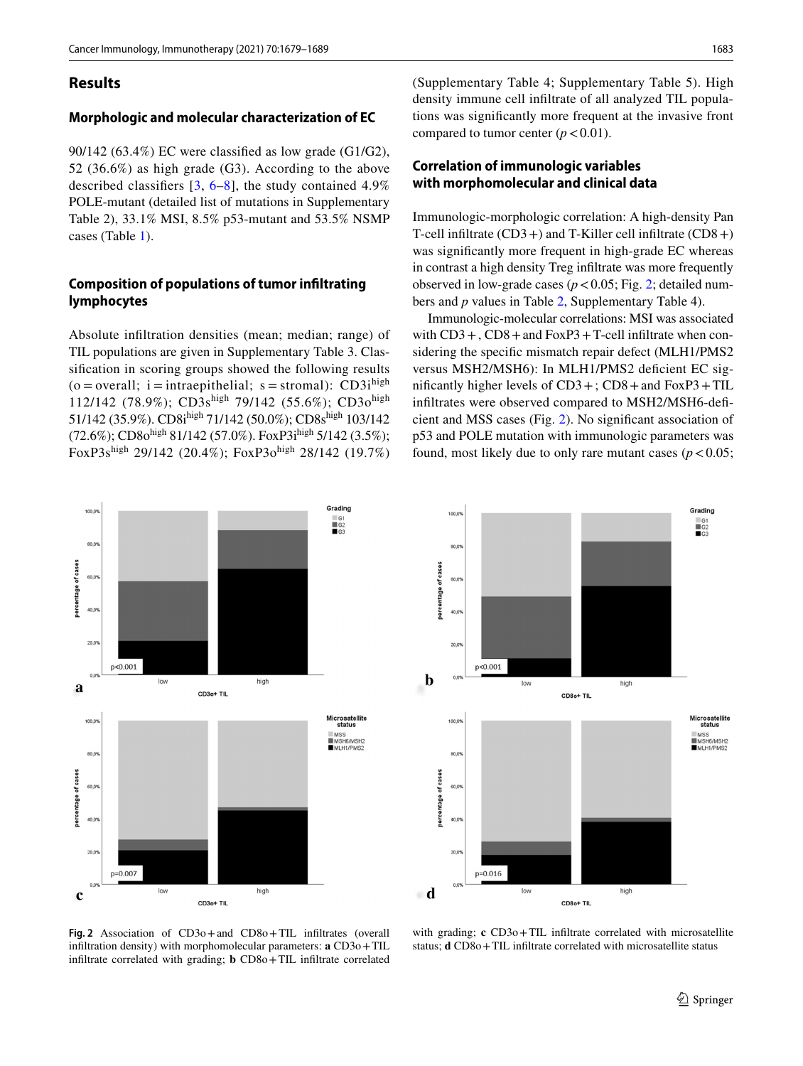## Results

### Morphologic and molecular characterization of EC

90/142 (63.4%) EC were classified as low grade (G1/G2), 52 (36.6%) as high grade (G3). According to the above described classifiers [3, 6–8], the study contained 4.9% POLE-mutant (detailed list of mutations in Supplementary Table 2), 33.1% MSI, 8.5% p53-mutant and 53.5% NSMP cases (Table 1).

### Composition of populations of tumor infiltrating lymphocytes

Absolute infiltration densities (mean; median; range) of TIL populations are given in Supplementary Table 3. Classification in scoring groups showed the following results (o = overall; i = intraepithelial; s = stromal): CD3i$^{high}$ 112/142 (78.9%); CD3s$^{high}$ 79/142 (55.6%); CD3o$^{high}$ 51/142 (35.9%). CD8i$^{high}$ 71/142 (50.0%); CD8s$^{high}$ 103/142 (72.6%); CD8o$^{high}$ 81/142 (57.0%). FoxP3i$^{high}$ 5/142 (3.5%); FoxP3s$^{high}$ 29/142 (20.4%); FoxP3o$^{high}$ 28/142 (19.7%) (Supplementary Table 4; Supplementary Table 5). High density immune cell infiltrate of all analyzed TIL populations was significantly more frequent at the invasive front compared to tumor center ($p < 0.01$).

### Correlation of immunologic variables with morphomolecular and clinical data

Immunologic-morphologic correlation: A high-density Pan T-cell infiltrate (CD3+) and T-Killer cell infiltrate (CD8+) was significantly more frequent in high-grade EC whereas in contrast a high density Treg infiltrate was more frequently observed in low-grade cases ($p < 0.05$; Fig. 2; detailed numbers and *p* values in Table 2, Supplementary Table 4).

Immunologic-molecular correlations: MSI was associated with CD3+, CD8+ and FoxP3+ T-cell infiltrate when considering the specific mismatch repair defect (MLH1/PMS2 versus MSH2/MSH6): In MLH1/PMS2 deficient EC significantly higher levels of CD3+; CD8+ and FoxP3+ TIL infiltrates were observed compared to MSH2/MSH6-deficient and MSS cases (Fig. 2). No significant association of p53 and POLE mutation with immunologic parameters was found, most likely due to only rare mutant cases ($p < 0.05$;

**Fig. 2** Association of CD3o+ and CD8o+ TIL infiltrates (overall infiltration density) with morphomolecular parameters: **a** CD3o+ TIL infiltrate correlated with grading; **b** CD8o+ TIL infiltrate correlated with grading; **c** CD3o+ TIL infiltrate correlated with microsatellite status; **d** CD8o+ TIL infiltrate correlated with microsatellite status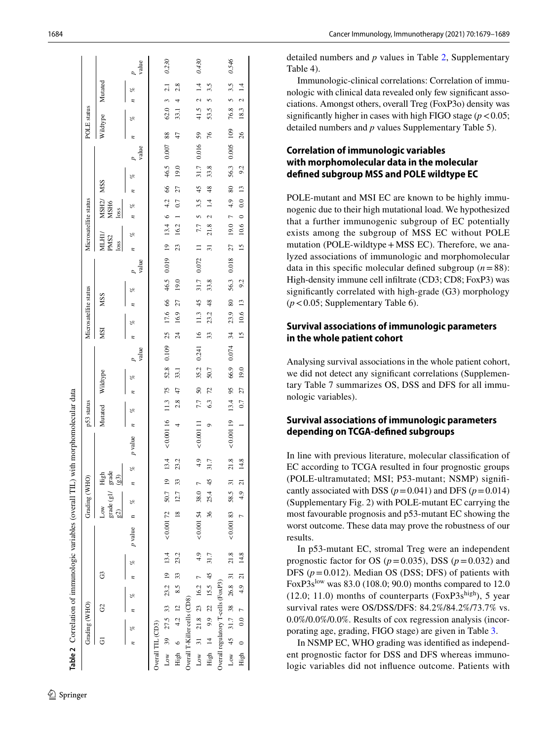**Table 2** Correlation of immunologic variables (overall TIL) with morphomolecular data

| | Grading (WHO) | | | | | | | Grading (WHO) | | | | | p53 status | | | | | Microsatellite status | | | | | Microsatellite status | | | | | | | POLE status | | | | |
|---|---|---|---|---|---|---|---|---|---|---|---|---|---|---|---|---|---|---|---|---|---|---|---|---|---|---|---|---|---|---|---|---|---|---|
| | G1 | | G2 | | G3 | | | Low grade (g1/g2) | | High grade (g3) | | | Mutated | | Wildtype | | | MSI | | MSS | | | MLH1/PMS2 loss | | MSH2/MSH6 loss | | MSS | | | Wildtype | | Mutated | | |
| | *n* | % | *n* | % | *n* | % | *p* value | n | % | *n* | % | *p* value | *n* | % | *n* | % | *p* value | *n* | % | *n* | % | *p* value | *n* | % | *n* | % | *n* | % | *p* value | *n* | % | *n* | % | *p* value |
| Overall TIL (CD3) | | | | | | | | | | | | | | | | | | | | | | | | | | | | | | | | | | |
| Low | 39 | 27.5 | 33 | 23.2 | 19 | 13.4 | <0.001 | 72 | 50.7 | 19 | 13.4 | <0.001 | 16 | 11.3 | 75 | 52.8 | 0.109 | 25 | 17.6 | 66 | 46.5 | 0.019 | 19 | 13.4 | 6 | 4.2 | 66 | 46.5 | 0.007 | 88 | 62.0 | 3 | 2.1 | *0.230* |
| High | 6 | 4.2 | 12 | 8.5 | 33 | 23.2 | | 18 | 12.7 | 33 | 23.2 | | 4 | 2.8 | 47 | 33.1 | | 24 | 16.9 | 27 | 19.0 | | 23 | 16.2 | 1 | 0.7 | 27 | 19.0 | | 47 | 33.1 | 4 | 2.8 | |
| Overall T-Killer cells (CD8) | | | | | | | | | | | | | | | | | | | | | | | | | | | | | | | | | | |
| Low | 31 | 21.8 | 23 | 16.2 | 7 | 4.9 | <0.001 | 54 | 38.0 | 7 | 4.9 | <0.001 | 11 | 7.7 | 50 | 35.2 | 0.241 | 16 | 11.3 | 45 | 31.7 | 0.072 | 11 | 7.7 | 5 | 3.5 | 45 | 31.7 | 0.016 | 59 | 41.5 | 2 | 1.4 | *0.430* |
| High | 14 | 9.9 | 22 | 15.5 | 45 | 31.7 | | 36 | 25.4 | 45 | 31.7 | | 9 | 6.3 | 72 | 50.7 | | 33 | 23.2 | 48 | 33.8 | | 31 | 21.8 | 2 | 1.4 | 48 | 33.8 | | 76 | 53.5 | 5 | 3.5 | |
| Overall regulatory T-cells (FoxP3) | | | | | | | | | | | | | | | | | | | | | | | | | | | | | | | | | | |
| Low | 45 | 31.7 | 38 | 26.8 | 31 | 21.8 | <0.001 | 83 | 58.5 | 31 | 21.8 | <0.001 | 19 | 13.4 | 95 | 66.9 | 0.074 | 34 | 23.9 | 80 | 56.3 | 0.018 | 27 | 19.0 | 7 | 4.9 | 80 | 56.3 | 0.005 | 109 | 76.8 | 5 | 3.5 | *0.546* |
| High | 0 | 0.0 | 7 | 4.9 | 21 | 14.8 | | 7 | 4.9 | 21 | 14.8 | | 1 | 0.7 | 27 | 19.0 | | 15 | 10.6 | 13 | 9.2 | | 15 | 10.6 | 0 | 0.0 | 13 | 9.2 | | 26 | 18.3 | 2 | 1.4 | |

detailed numbers and *p* values in Table 2, Supplementary Table 4).

Immunologic-clinical correlations: Correlation of immunologic with clinical data revealed only few significant associations. Amongst others, overall Treg (FoxP3o) density was significantly higher in cases with high FIGO stage ($p<0.05$; detailed numbers and *p* values Supplementary Table 5).

## Correlation of immunologic variables with morphomolecular data in the molecular defined subgroup MSS and POLE wildtype EC

POLE-mutant and MSI EC are known to be highly immunogenic due to their high mutational load. We hypothesized that a further immunogenic subgroup of EC potentially exists among the subgroup of MSS EC without POLE mutation (POLE-wildtype + MSS EC). Therefore, we analyzed associations of immunologic and morphomolecular data in this specific molecular defined subgroup ($n=88$): High-density immune cell infiltrate (CD3; CD8; FoxP3) was significantly correlated with high-grade (G3) morphology ($p<0.05$; Supplementary Table 6).

## Survival associations of immunologic parameters in the whole patient cohort

Analysing survival associations in the whole patient cohort, we did not detect any significant correlations (Supplementary Table 7 summarizes OS, DSS and DFS for all immunologic variables).

## Survival associations of immunologic parameters depending on TCGA-defined subgroups

In line with previous literature, molecular classification of EC according to TCGA resulted in four prognostic groups (POLE-ultramutated; MSI; P53-mutant; NSMP) significantly associated with DSS ($p=0.041$) and DFS ($p=0.014$) (Supplementary Fig. 2) with POLE-mutant EC carrying the most favourable prognosis and p53-mutant EC showing the worst outcome. These data may prove the robustness of our results.

In p53-mutant EC, stromal Treg were an independent prognostic factor for OS ($p=0.035$), DSS ($p=0.032$) and DFS ($p=0.012$). Median OS (DSS; DFS) of patients with FoxP3s$^{low}$ was 83.0 (108.0; 90.0) months compared to 12.0 (12.0; 11.0) months of counterparts (FoxP3s$^{high}$), 5 year survival rates were OS/DSS/DFS: 84.2%/84.2%/73.7% vs. 0.0%/0.0%/0.0%. Results of cox regression analysis (incorporating age, grading, FIGO stage) are given in Table 3.

In NSMP EC, WHO grading was identified as independent prognostic factor for DSS and DFS whereas immunologic variables did not influence outcome. Patients with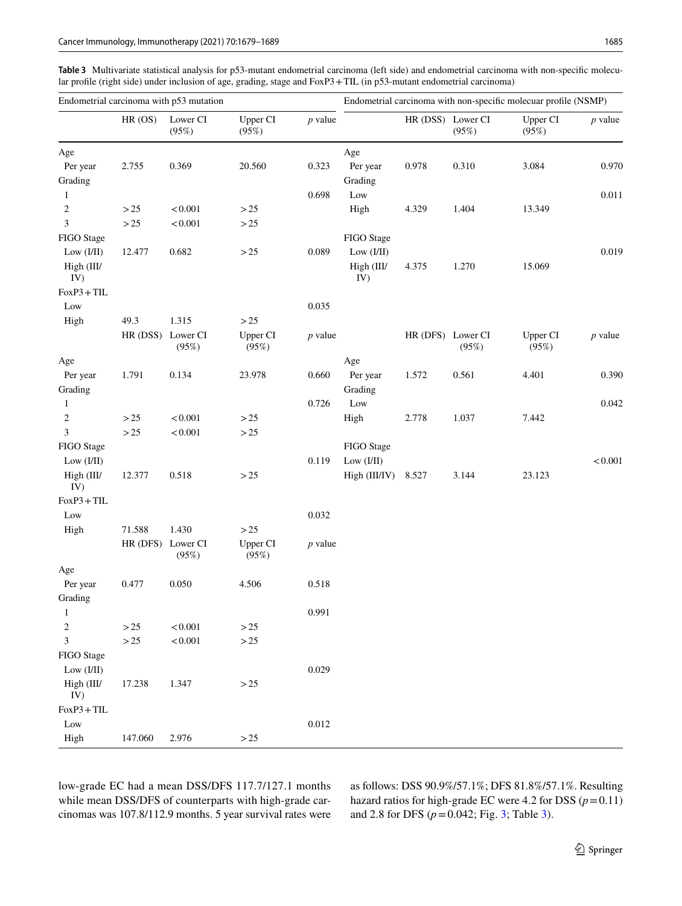**Table 3** Multivariate statistical analysis for p53-mutant endometrial carcinoma (left side) and endometrial carcinoma with non-specific molecular profile (right side) under inclusion of age, grading, stage and FoxP3+TIL (in p53-mutant endometrial carcinoma)

| Endometrial carcinoma with p53 mutation | | | | | Endometrial carcinoma with non-specific molecuar profile (NSMP) | | | | |
|---|---|---|---|---|---|---|---|---|---|
| | HR (OS) | Lower CI (95%) | Upper CI (95%) | *p* value | | HR (DSS) | Lower CI (95%) | Upper CI (95%) | *p* value |
| Age | | | | | Age | | | | |
| Per year | 2.755 | 0.369 | 20.560 | 0.323 | Per year | 0.978 | 0.310 | 3.084 | 0.970 |
| Grading | | | | | Grading | | | | |
| 1 | | | | 0.698 | Low | | | | 0.011 |
| 2 | >25 | <0.001 | >25 | | High | 4.329 | 1.404 | 13.349 | |
| 3 | >25 | <0.001 | >25 | | | | | | |
| FIGO Stage | | | | | FIGO Stage | | | | |
| Low (I/II) | 12.477 | 0.682 | >25 | 0.089 | Low (I/II) | | | | 0.019 |
| High (III/IV) | | | | | High (III/IV) | 4.375 | 1.270 | 15.069 | |
| FoxP3+TIL | | | | | | | | | |
| Low | | | | 0.035 | | | | | |
| High | 49.3 | 1.315 | >25 | | | | | | |
| | HR (DSS) | Lower CI (95%) | Upper CI (95%) | *p* value | | HR (DFS) | Lower CI (95%) | Upper CI (95%) | *p* value |
| Age | | | | | Age | | | | |
| Per year | 1.791 | 0.134 | 23.978 | 0.660 | Per year | 1.572 | 0.561 | 4.401 | 0.390 |
| Grading | | | | | Grading | | | | |
| 1 | | | | 0.726 | Low | | | | 0.042 |
| 2 | >25 | <0.001 | >25 | | High | 2.778 | 1.037 | 7.442 | |
| 3 | >25 | <0.001 | >25 | | | | | | |
| FIGO Stage | | | | | FIGO Stage | | | | |
| Low (I/II) | | | | 0.119 | Low (I/II) | | | | <0.001 |
| High (III/IV) | 12.377 | 0.518 | >25 | | High (III/IV) | 8.527 | 3.144 | 23.123 | |
| FoxP3+TIL | | | | | | | | | |
| Low | | | | 0.032 | | | | | |
| High | 71.588 | 1.430 | >25 | | | | | | |
| | HR (DFS) | Lower CI (95%) | Upper CI (95%) | *p* value | | | | | |
| Age | | | | | | | | | |
| Per year | 0.477 | 0.050 | 4.506 | 0.518 | | | | | |
| Grading | | | | | | | | | |
| 1 | | | | 0.991 | | | | | |
| 2 | >25 | <0.001 | >25 | | | | | | |
| 3 | >25 | <0.001 | >25 | | | | | | |
| FIGO Stage | | | | | | | | | |
| Low (I/II) | | | | 0.029 | | | | | |
| High (III/IV) | 17.238 | 1.347 | >25 | | | | | | |
| FoxP3+TIL | | | | | | | | | |
| Low | | | | 0.012 | | | | | |
| High | 147.060 | 2.976 | >25 | | | | | | |

low-grade EC had a mean DSS/DFS 117.7/127.1 months while mean DSS/DFS of counterparts with high-grade carcinomas was 107.8/112.9 months. 5 year survival rates were as follows: DSS 90.9%/57.1%; DFS 81.8%/57.1%. Resulting hazard ratios for high-grade EC were 4.2 for DSS ($p=0.11$) and 2.8 for DFS ($p=0.042$; Fig. 3; Table 3).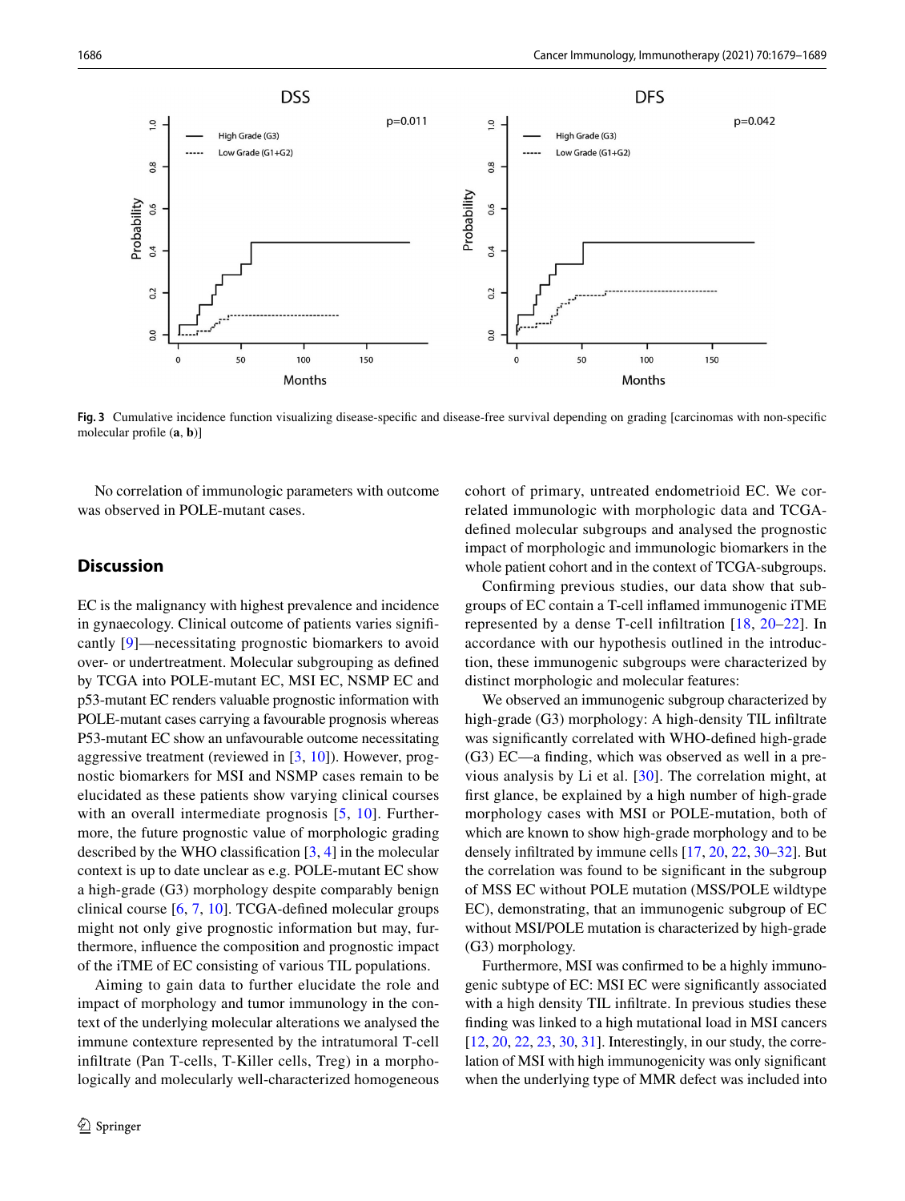Fig. 3 Cumulative incidence function visualizing disease-specific and disease-free survival depending on grading [carcinomas with non-specific molecular profile (**a**, **b**)]

No correlation of immunologic parameters with outcome was observed in POLE-mutant cases.

## Discussion

EC is the malignancy with highest prevalence and incidence in gynaecology. Clinical outcome of patients varies significantly [9]—necessitating prognostic biomarkers to avoid over- or undertreatment. Molecular subgrouping as defined by TCGA into POLE-mutant EC, MSI EC, NSMP EC and p53-mutant EC renders valuable prognostic information with POLE-mutant cases carrying a favourable prognosis whereas P53-mutant EC show an unfavourable outcome necessitating aggressive treatment (reviewed in [3, 10]). However, prognostic biomarkers for MSI and NSMP cases remain to be elucidated as these patients show varying clinical courses with an overall intermediate prognosis [5, 10]. Furthermore, the future prognostic value of morphologic grading described by the WHO classification [3, 4] in the molecular context is up to date unclear as e.g. POLE-mutant EC show a high-grade (G3) morphology despite comparably benign clinical course [6, 7, 10]. TCGA-defined molecular groups might not only give prognostic information but may, furthermore, influence the composition and prognostic impact of the iTME of EC consisting of various TIL populations.

Aiming to gain data to further elucidate the role and impact of morphology and tumor immunology in the context of the underlying molecular alterations we analysed the immune contexture represented by the intratumoral T-cell infiltrate (Pan T-cells, T-Killer cells, Treg) in a morphologically and molecularly well-characterized homogeneous cohort of primary, untreated endometrioid EC. We correlated immunologic with morphologic data and TCGA-defined molecular subgroups and analysed the prognostic impact of morphologic and immunologic biomarkers in the whole patient cohort and in the context of TCGA-subgroups.

Confirming previous studies, our data show that subgroups of EC contain a T-cell inflamed immunogenic iTME represented by a dense T-cell infiltration [18, 20–22]. In accordance with our hypothesis outlined in the introduction, these immunogenic subgroups were characterized by distinct morphologic and molecular features:

We observed an immunogenic subgroup characterized by high-grade (G3) morphology: A high-density TIL infiltrate was significantly correlated with WHO-defined high-grade (G3) EC—a finding, which was observed as well in a previous analysis by Li et al. [30]. The correlation might, at first glance, be explained by a high number of high-grade morphology cases with MSI or POLE-mutation, both of which are known to show high-grade morphology and to be densely infiltrated by immune cells [17, 20, 22, 30–32]. But the correlation was found to be significant in the subgroup of MSS EC without POLE mutation (MSS/POLE wildtype EC), demonstrating, that an immunogenic subgroup of EC without MSI/POLE mutation is characterized by high-grade (G3) morphology.

Furthermore, MSI was confirmed to be a highly immunogenic subtype of EC: MSI EC were significantly associated with a high density TIL infiltrate. In previous studies these finding was linked to a high mutational load in MSI cancers [12, 20, 22, 23, 30, 31]. Interestingly, in our study, the correlation of MSI with high immunogenicity was only significant when the underlying type of MMR defect was included into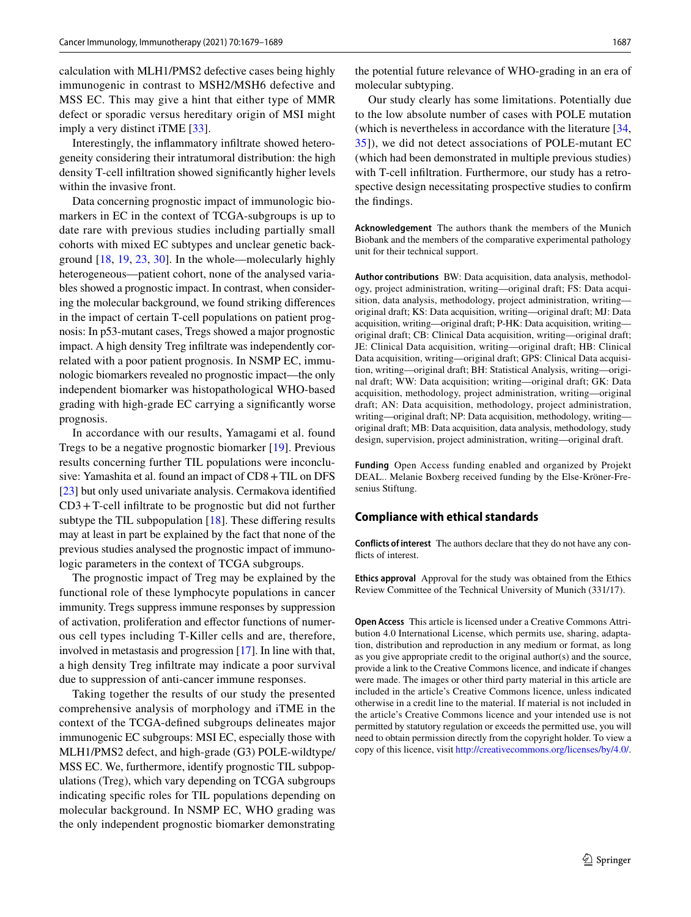calculation with MLH1/PMS2 defective cases being highly immunogenic in contrast to MSH2/MSH6 defective and MSS EC. This may give a hint that either type of MMR defect or sporadic versus hereditary origin of MSI might imply a very distinct iTME [33].

Interestingly, the inflammatory infiltrate showed heterogeneity considering their intratumoral distribution: the high density T-cell infiltration showed significantly higher levels within the invasive front.

Data concerning prognostic impact of immunologic biomarkers in EC in the context of TCGA-subgroups is up to date rare with previous studies including partially small cohorts with mixed EC subtypes and unclear genetic background [18, 19, 23, 30]. In the whole—molecularly highly heterogeneous—patient cohort, none of the analysed variables showed a prognostic impact. In contrast, when considering the molecular background, we found striking differences in the impact of certain T-cell populations on patient prognosis: In p53-mutant cases, Tregs showed a major prognostic impact. A high density Treg infiltrate was independently correlated with a poor patient prognosis. In NSMP EC, immunologic biomarkers revealed no prognostic impact—the only independent biomarker was histopathological WHO-based grading with high-grade EC carrying a significantly worse prognosis.

In accordance with our results, Yamagami et al. found Tregs to be a negative prognostic biomarker [19]. Previous results concerning further TIL populations were inconclusive: Yamashita et al. found an impact of CD8 + TIL on DFS [23] but only used univariate analysis. Cermakova identified CD3 + T-cell infiltrate to be prognostic but did not further subtype the TIL subpopulation [18]. These differing results may at least in part be explained by the fact that none of the previous studies analysed the prognostic impact of immunologic parameters in the context of TCGA subgroups.

The prognostic impact of Treg may be explained by the functional role of these lymphocyte populations in cancer immunity. Tregs suppress immune responses by suppression of activation, proliferation and effector functions of numerous cell types including T-Killer cells and are, therefore, involved in metastasis and progression [17]. In line with that, a high density Treg infiltrate may indicate a poor survival due to suppression of anti-cancer immune responses.

Taking together the results of our study the presented comprehensive analysis of morphology and iTME in the context of the TCGA-defined subgroups delineates major immunogenic EC subgroups: MSI EC, especially those with MLH1/PMS2 defect, and high-grade (G3) POLE-wildtype/MSS EC. We, furthermore, identify prognostic TIL subpopulations (Treg), which vary depending on TCGA subgroups indicating specific roles for TIL populations depending on molecular background. In NSMP EC, WHO grading was the only independent prognostic biomarker demonstrating the potential future relevance of WHO-grading in an era of molecular subtyping.

Our study clearly has some limitations. Potentially due to the low absolute number of cases with POLE mutation (which is nevertheless in accordance with the literature [34, 35]), we did not detect associations of POLE-mutant EC (which had been demonstrated in multiple previous studies) with T-cell infiltration. Furthermore, our study has a retrospective design necessitating prospective studies to confirm the findings.

**Acknowledgement** The authors thank the members of the Munich Biobank and the members of the comparative experimental pathology unit for their technical support.

**Author contributions** BW: Data acquisition, data analysis, methodology, project administration, writing—original draft; FS: Data acquisition, data analysis, methodology, project administration, writing—original draft; KS: Data acquisition, writing—original draft; MJ: Data acquisition, writing—original draft; P-HK: Data acquisition, writing—original draft; CB: Clinical Data acquisition, writing—original draft; JE: Clinical Data acquisition, writing—original draft; HB: Clinical Data acquisition, writing—original draft; GPS: Clinical Data acquisition, writing—original draft; BH: Statistical Analysis, writing—original draft; WW: Data acquisition; writing—original draft; GK: Data acquisition, methodology, project administration, writing—original draft; AN: Data acquisition, methodology, project administration, writing—original draft; NP: Data acquisition, methodology, writing—original draft; MB: Data acquisition, data analysis, methodology, study design, supervision, project administration, writing—original draft.

**Funding** Open Access funding enabled and organized by Projekt DEAL.. Melanie Boxberg received funding by the Else-Kröner-Fresenius Stiftung.

## Compliance with ethical standards

**Conflicts of interest** The authors declare that they do not have any conflicts of interest.

**Ethics approval** Approval for the study was obtained from the Ethics Review Committee of the Technical University of Munich (331/17).

**Open Access** This article is licensed under a Creative Commons Attribution 4.0 International License, which permits use, sharing, adaptation, distribution and reproduction in any medium or format, as long as you give appropriate credit to the original author(s) and the source, provide a link to the Creative Commons licence, and indicate if changes were made. The images or other third party material in this article are included in the article's Creative Commons licence, unless indicated otherwise in a credit line to the material. If material is not included in the article's Creative Commons licence and your intended use is not permitted by statutory regulation or exceeds the permitted use, you will need to obtain permission directly from the copyright holder. To view a copy of this licence, visit http://creativecommons.org/licenses/by/4.0/.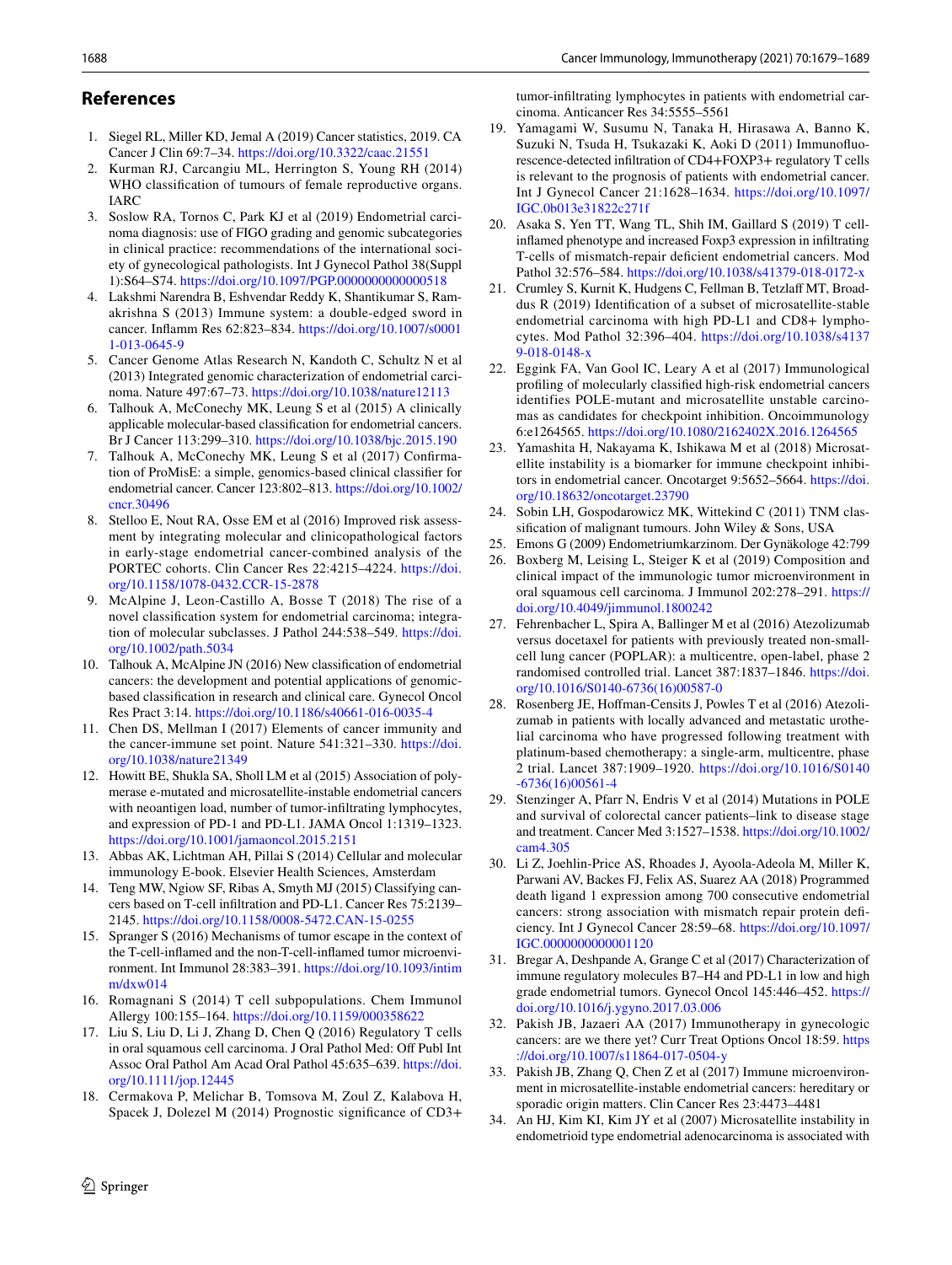## References

1. Siegel RL, Miller KD, Jemal A (2019) Cancer statistics, 2019. CA Cancer J Clin 69:7–34. https://doi.org/10.3322/caac.21551
2. Kurman RJ, Carcangiu ML, Herrington S, Young RH (2014) WHO classification of tumours of female reproductive organs. IARC
3. Soslow RA, Tornos C, Park KJ et al (2019) Endometrial carcinoma diagnosis: use of FIGO grading and genomic subcategories in clinical practice: recommendations of the international society of gynecological pathologists. Int J Gynecol Pathol 38(Suppl 1):S64–S74. https://doi.org/10.1097/PGP.0000000000000518
4. Lakshmi Narendra B, Eshvendar Reddy K, Shantikumar S, Ramakrishna S (2013) Immune system: a double-edged sword in cancer. Inflamm Res 62:823–834. https://doi.org/10.1007/s00011-013-0645-9
5. Cancer Genome Atlas Research N, Kandoth C, Schultz N et al (2013) Integrated genomic characterization of endometrial carcinoma. Nature 497:67–73. https://doi.org/10.1038/nature12113
6. Talhouk A, McConechy MK, Leung S et al (2015) A clinically applicable molecular-based classification for endometrial cancers. Br J Cancer 113:299–310. https://doi.org/10.1038/bjc.2015.190
7. Talhouk A, McConechy MK, Leung S et al (2017) Confirmation of ProMisE: a simple, genomics-based clinical classifier for endometrial cancer. Cancer 123:802–813. https://doi.org/10.1002/cncr.30496
8. Stelloo E, Nout RA, Osse EM et al (2016) Improved risk assessment by integrating molecular and clinicopathological factors in early-stage endometrial cancer-combined analysis of the PORTEC cohorts. Clin Cancer Res 22:4215–4224. https://doi.org/10.1158/1078-0432.CCR-15-2878
9. McAlpine J, Leon-Castillo A, Bosse T (2018) The rise of a novel classification system for endometrial carcinoma; integration of molecular subclasses. J Pathol 244:538–549. https://doi.org/10.1002/path.5034
10. Talhouk A, McAlpine JN (2016) New classification of endometrial cancers: the development and potential applications of genomic-based classification in research and clinical care. Gynecol Oncol Res Pract 3:14. https://doi.org/10.1186/s40661-016-0035-4
11. Chen DS, Mellman I (2017) Elements of cancer immunity and the cancer-immune set point. Nature 541:321–330. https://doi.org/10.1038/nature21349
12. Howitt BE, Shukla SA, Sholl LM et al (2015) Association of polymerase e-mutated and microsatellite-instable endometrial cancers with neoantigen load, number of tumor-infiltrating lymphocytes, and expression of PD-1 and PD-L1. JAMA Oncol 1:1319–1323. https://doi.org/10.1001/jamaoncol.2015.2151
13. Abbas AK, Lichtman AH, Pillai S (2014) Cellular and molecular immunology E-book. Elsevier Health Sciences, Amsterdam
14. Teng MW, Ngiow SF, Ribas A, Smyth MJ (2015) Classifying cancers based on T-cell infiltration and PD-L1. Cancer Res 75:2139–2145. https://doi.org/10.1158/0008-5472.CAN-15-0255
15. Spranger S (2016) Mechanisms of tumor escape in the context of the T-cell-inflamed and the non-T-cell-inflamed tumor microenvironment. Int Immunol 28:383–391. https://doi.org/10.1093/intimm/dxw014
16. Romagnani S (2014) T cell subpopulations. Chem Immunol Allergy 100:155–164. https://doi.org/10.1159/000358622
17. Liu S, Liu D, Li J, Zhang D, Chen Q (2016) Regulatory T cells in oral squamous cell carcinoma. J Oral Pathol Med: Off Publ Int Assoc Oral Pathol Am Acad Oral Pathol 45:635–639. https://doi.org/10.1111/jop.12445
18. Cermakova P, Melichar B, Tomsova M, Zoul Z, Kalabova H, Spacek J, Dolezel M (2014) Prognostic significance of CD3+ tumor-infiltrating lymphocytes in patients with endometrial carcinoma. Anticancer Res 34:5555–5561
19. Yamagami W, Susumu N, Tanaka H, Hirasawa A, Banno K, Suzuki N, Tsuda H, Tsukazaki K, Aoki D (2011) Immunofluorescence-detected infiltration of CD4+FOXP3+ regulatory T cells is relevant to the prognosis of patients with endometrial cancer. Int J Gynecol Cancer 21:1628–1634. https://doi.org/10.1097/IGC.0b013e31822c271f
20. Asaka S, Yen TT, Wang TL, Shih IM, Gaillard S (2019) T cell-inflamed phenotype and increased Foxp3 expression in infiltrating T-cells of mismatch-repair deficient endometrial cancers. Mod Pathol 32:576–584. https://doi.org/10.1038/s41379-018-0172-x
21. Crumley S, Kurnit K, Hudgens C, Fellman B, Tetzlaff MT, Broaddus R (2019) Identification of a subset of microsatellite-stable endometrial carcinoma with high PD-L1 and CD8+ lymphocytes. Mod Pathol 32:396–404. https://doi.org/10.1038/s41379-018-0148-x
22. Eggink FA, Van Gool IC, Leary A et al (2017) Immunological profiling of molecularly classified high-risk endometrial cancers identifies POLE-mutant and microsatellite unstable carcinomas as candidates for checkpoint inhibition. Oncoimmunology 6:e1264565. https://doi.org/10.1080/2162402X.2016.1264565
23. Yamashita H, Nakayama K, Ishikawa M et al (2018) Microsatellite instability is a biomarker for immune checkpoint inhibitors in endometrial cancer. Oncotarget 9:5652–5664. https://doi.org/10.18632/oncotarget.23790
24. Sobin LH, Gospodarowicz MK, Wittekind C (2011) TNM classification of malignant tumours. John Wiley & Sons, USA
25. Emons G (2009) Endometriumkarzinom. Der Gynäkologe 42:799
26. Boxberg M, Leising L, Steiger K et al (2019) Composition and clinical impact of the immunologic tumor microenvironment in oral squamous cell carcinoma. J Immunol 202:278–291. https://doi.org/10.4049/jimmunol.1800242
27. Fehrenbacher L, Spira A, Ballinger M et al (2016) Atezolizumab versus docetaxel for patients with previously treated non-small-cell lung cancer (POPLAR): a multicentre, open-label, phase 2 randomised controlled trial. Lancet 387:1837–1846. https://doi.org/10.1016/S0140-6736(16)00587-0
28. Rosenberg JE, Hoffman-Censits J, Powles T et al (2016) Atezolizumab in patients with locally advanced and metastatic urothelial carcinoma who have progressed following treatment with platinum-based chemotherapy: a single-arm, multicentre, phase 2 trial. Lancet 387:1909–1920. https://doi.org/10.1016/S0140-6736(16)00561-4
29. Stenzinger A, Pfarr N, Endris V et al (2014) Mutations in POLE and survival of colorectal cancer patients–link to disease stage and treatment. Cancer Med 3:1527–1538. https://doi.org/10.1002/cam4.305
30. Li Z, Joehlin-Price AS, Rhoades J, Ayoola-Adeola M, Miller K, Parwani AV, Backes FJ, Felix AS, Suarez AA (2018) Programmed death ligand 1 expression among 700 consecutive endometrial cancers: strong association with mismatch repair protein deficiency. Int J Gynecol Cancer 28:59–68. https://doi.org/10.1097/IGC.0000000000001120
31. Bregar A, Deshpande A, Grange C et al (2017) Characterization of immune regulatory molecules B7–H4 and PD-L1 in low and high grade endometrial tumors. Gynecol Oncol 145:446–452. https://doi.org/10.1016/j.ygyno.2017.03.006
32. Pakish JB, Jazaeri AA (2017) Immunotherapy in gynecologic cancers: are we there yet? Curr Treat Options Oncol 18:59. https://doi.org/10.1007/s11864-017-0504-y
33. Pakish JB, Zhang Q, Chen Z et al (2017) Immune microenvironment in microsatellite-instable endometrial cancers: hereditary or sporadic origin matters. Clin Cancer Res 23:4473–4481
34. An HJ, Kim KI, Kim JY et al (2007) Microsatellite instability in endometrioid type endometrial adenocarcinoma is associated with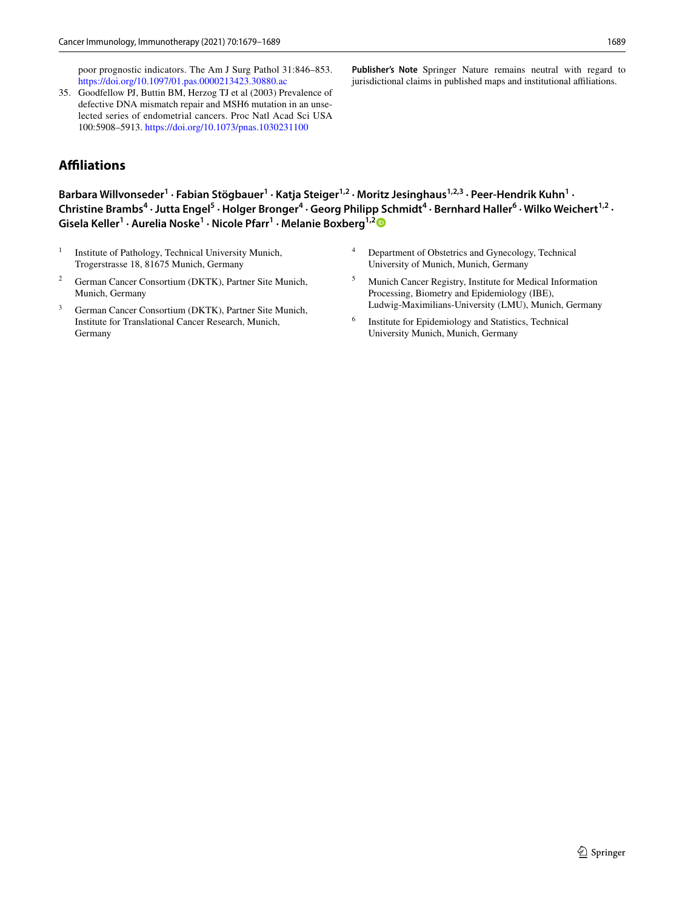poor prognostic indicators. The Am J Surg Pathol 31:846–853. https://doi.org/10.1097/01.pas.0000213423.30880.ac

35. Goodfellow PJ, Buttin BM, Herzog TJ et al (2003) Prevalence of defective DNA mismatch repair and MSH6 mutation in an unselected series of endometrial cancers. Proc Natl Acad Sci USA 100:5908–5913. https://doi.org/10.1073/pnas.1030231100

**Publisher's Note** Springer Nature remains neutral with regard to jurisdictional claims in published maps and institutional affiliations.

## Affiliations

**Barbara Willvonseder[1] · Fabian Stögbauer[1] · Katja Steiger[1,2] · Moritz Jesinghaus[1,2,3] · Peer-Hendrik Kuhn[1] · Christine Brambs[4] · Jutta Engel[5] · Holger Bronger[4] · Georg Philipp Schmidt[4] · Bernhard Haller[6] · Wilko Weichert[1,2] · Gisela Keller[1] · Aurelia Noske[1] · Nicole Pfarr[1] · Melanie Boxberg[1,2]**

[1] Institute of Pathology, Technical University Munich, Trogerstrasse 18, 81675 Munich, Germany

[2] German Cancer Consortium (DKTK), Partner Site Munich, Munich, Germany

[3] German Cancer Consortium (DKTK), Partner Site Munich, Institute for Translational Cancer Research, Munich, Germany

[4] Department of Obstetrics and Gynecology, Technical University of Munich, Munich, Germany

[5] Munich Cancer Registry, Institute for Medical Information Processing, Biometry and Epidemiology (IBE), Ludwig-Maximilians-University (LMU), Munich, Germany

[6] Institute for Epidemiology and Statistics, Technical University Munich, Munich, Germany